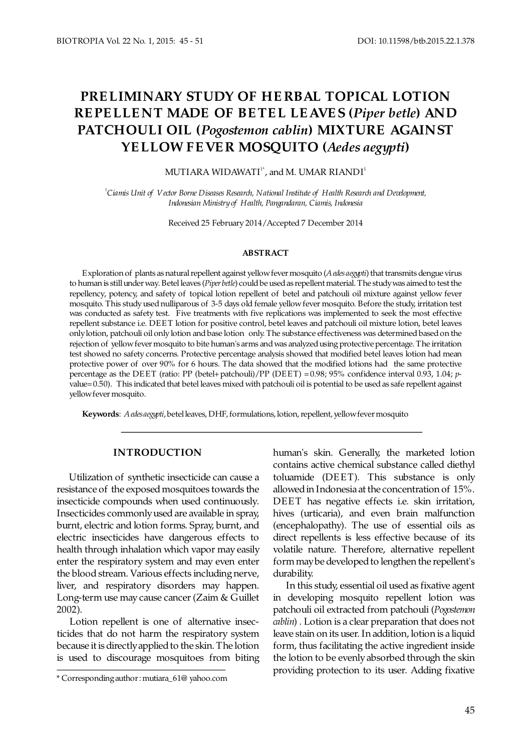# PRELIMINARY STUDY OF HERBAL TOPICAL LOTION REPELLENT MADE OF BETEL LEAVES (*Piper betle*) AND PATCHOULI OIL (*Pogostemon cablin*) MIXTURE AGAINST YELLOW FEVER MOSQUITO (*Aedes aegypti*)

MUTIARA WIDAWATI[1*], and M. UMAR RIANDI[1]

[1]*Ciamis Unit of Vector Borne Diseases Research, National Institute of Health Research and Development, Indonesian Ministry of Health, Pangandaran, Ciamis, Indonesia*

Received 25 February 2014/Accepted 7 December 2014

#### ABSTRACT

Exploration of plants as natural repellent against yellow fever mosquito (*Aedes aegypti*) that transmits dengue virus to human is still under way. Betel leaves (*Piper betle*) could be used as repellent material. The study was aimed to test the repellency, potency, and safety of topical lotion repellent of betel and patchouli oil mixture against yellow fever mosquito. This study used nulliparous of 3-5 days old female yellow fever mosquito. Before the study, irritation test was conducted as safety test. Five treatments with five replications was implemented to seek the most effective repellent substance i.e. DEET lotion for positive control, betel leaves and patchouli oil mixture lotion, betel leaves only lotion, patchouli oil only lotion and base lotion only. The substance effectiveness was determined based on the rejection of yellow fever mosquito to bite human's arms and was analyzed using protective percentage. The irritation test showed no safety concerns. Protective percentage analysis showed that modified betel leaves lotion had mean protective power of over 90% for 6 hours. The data showed that the modified lotions had the same protective percentage as the DEET (ratio: PP (betel+patchouli)/PP (DEET) =0.98; 95% confidence interval 0.93, 1.04; *p*-value=0.50). This indicated that betel leaves mixed with patchouli oil is potential to be used as safe repellent against yellow fever mosquito.

**Keywords**: *Aedes aegypti*, betel leaves, DHF, formulations, lotion, repellent, yellow fever mosquito

## INTRODUCTION

Utilization of synthetic insecticide can cause a resistance of the exposed mosquitoes towards the insecticide compounds when used continuously. Insecticides commonly used are available in spray, burnt, electric and lotion forms. Spray, burnt, and electric insecticides have dangerous effects to health through inhalation which vapor may easily enter the respiratory system and may even enter the blood stream. Various effects including nerve, liver, and respiratory disorders may happen. Long-term use may cause cancer (Zaim & Guillet 2002).

Lotion repellent is one of alternative insecticides that do not harm the respiratory system because it is directly applied to the skin. The lotion is used to discourage mosquitoes from biting human's skin. Generally, the marketed lotion contains active chemical substance called diethyl toluamide (DEET). This substance is only allowed in Indonesia at the concentration of 15%. DEET has negative effects i.e. skin irritation, hives (urticaria), and even brain malfunction (encephalopathy). The use of essential oils as direct repellents is less effective because of its volatile nature. Therefore, alternative repellent form may be developed to lengthen the repellent's durability.

In this study, essential oil used as fixative agent in developing mosquito repellent lotion was patchouli oil extracted from patchouli (*Pogostemon cablin*) . Lotion is a clear preparation that does not leave stain on its user. In addition, lotion is a liquid form, thus facilitating the active ingredient inside the lotion to be evenly absorbed through the skin providing protection to its user. Adding fixative

\* Corresponding author : mutiara_61@ yahoo.com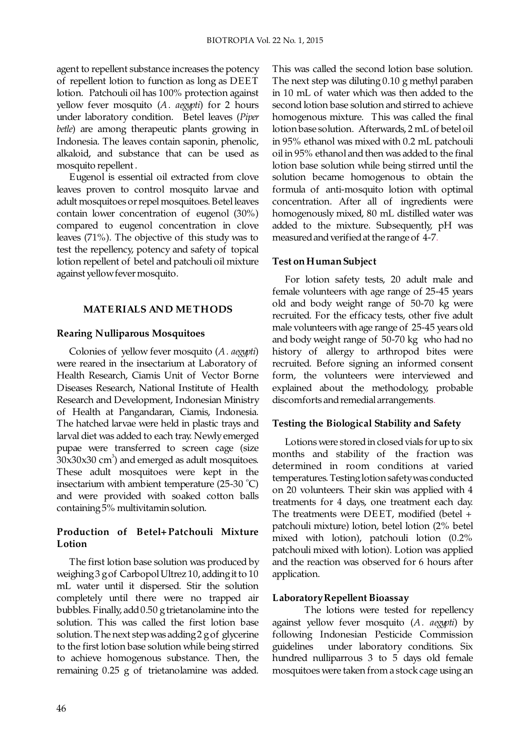agent to repellent substance increases the potency of repellent lotion to function as long as DEET lotion. Patchouli oil has 100% protection against yellow fever mosquito (*A. aegypti*) for 2 hours under laboratory condition. Betel leaves (*Piper betle*) are among therapeutic plants growing in Indonesia. The leaves contain saponin, phenolic, alkaloid, and substance that can be used as mosquito repellent.

Eugenol is essential oil extracted from clove leaves proven to control mosquito larvae and adult mosquitoes or repel mosquitoes. Betel leaves contain lower concentration of eugenol (30%) compared to eugenol concentration in clove leaves (71%). The objective of this study was to test the repellency, potency and safety of topical lotion repellent of betel and patchouli oil mixture against yellow fever mosquito.

## MATERIALS AND METHODS

### Rearing Nulliparous Mosquitoes

Colonies of yellow fever mosquito (*A. aegypti*) were reared in the insectarium at Laboratory of Health Research, Ciamis Unit of Vector Borne Diseases Research, National Institute of Health Research and Development, Indonesian Ministry of Health at Pangandaran, Ciamis, Indonesia. The hatched larvae were held in plastic trays and larval diet was added to each tray. Newly emerged pupae were transferred to screen cage (size 30x30x30 $cm^3$) and emerged as adult mosquitoes. These adult mosquitoes were kept in the insectarium with ambient temperature (25-30 °C) and were provided with soaked cotton balls containing 5% multivitamin solution.

### Production of Betel+Patchouli Mixture Lotion

The first lotion base solution was produced by weighing 3 g of Carbopol Ultrez 10, adding it to 10 mL water until it dispersed. Stir the solution completely until there were no trapped air bubbles. Finally, add 0.50 g trietanolamine into the solution. This was called the first lotion base solution. The next step was adding 2 g of glycerine to the first lotion base solution while being stirred to achieve homogenous substance. Then, the remaining 0.25 g of trietanolamine was added. This was called the second lotion base solution. The next step was diluting 0.10 g methyl paraben in 10 mL of water which was then added to the second lotion base solution and stirred to achieve homogenous mixture. This was called the final lotion base solution. Afterwards, 2 mL of betel oil in 95% ethanol was mixed with 0.2 mL patchouli oil in 95% ethanol and then was added to the final lotion base solution while being stirred until the solution became homogenous to obtain the formula of anti-mosquito lotion with optimal concentration. After all of ingredients were homogenously mixed, 80 mL distilled water was added to the mixture. Subsequently, pH was measured and verified at the range of 4-7.

### Test on Human Subject

For lotion safety tests, 20 adult male and female volunteers with age range of 25-45 years old and body weight range of 50-70 kg were recruited. For the efficacy tests, other five adult male volunteers with age range of 25-45 years old and body weight range of 50-70 kg who had no history of allergy to arthropod bites were recruited. Before signing an informed consent form, the volunteers were interviewed and explained about the methodology, probable discomforts and remedial arrangements.

### Testing the Biological Stability and Safety

Lotions were stored in closed vials for up to six months and stability of the fraction was determined in room conditions at varied temperatures. Testing lotion safety was conducted on 20 volunteers. Their skin was applied with 4 treatments for 4 days, one treatment each day. The treatments were DEET, modified (betel + patchouli mixture) lotion, betel lotion (2% betel mixed with lotion), patchouli lotion (0.2% patchouli mixed with lotion). Lotion was applied and the reaction was observed for 6 hours after application.

### Laboratory Repellent Bioassay

The lotions were tested for repellency against yellow fever mosquito (*A. aegypti*) by following Indonesian Pesticide Commission guidelines under laboratory conditions. Six hundred nulliparrous 3 to 5 days old female mosquitoes were taken from a stock cage using an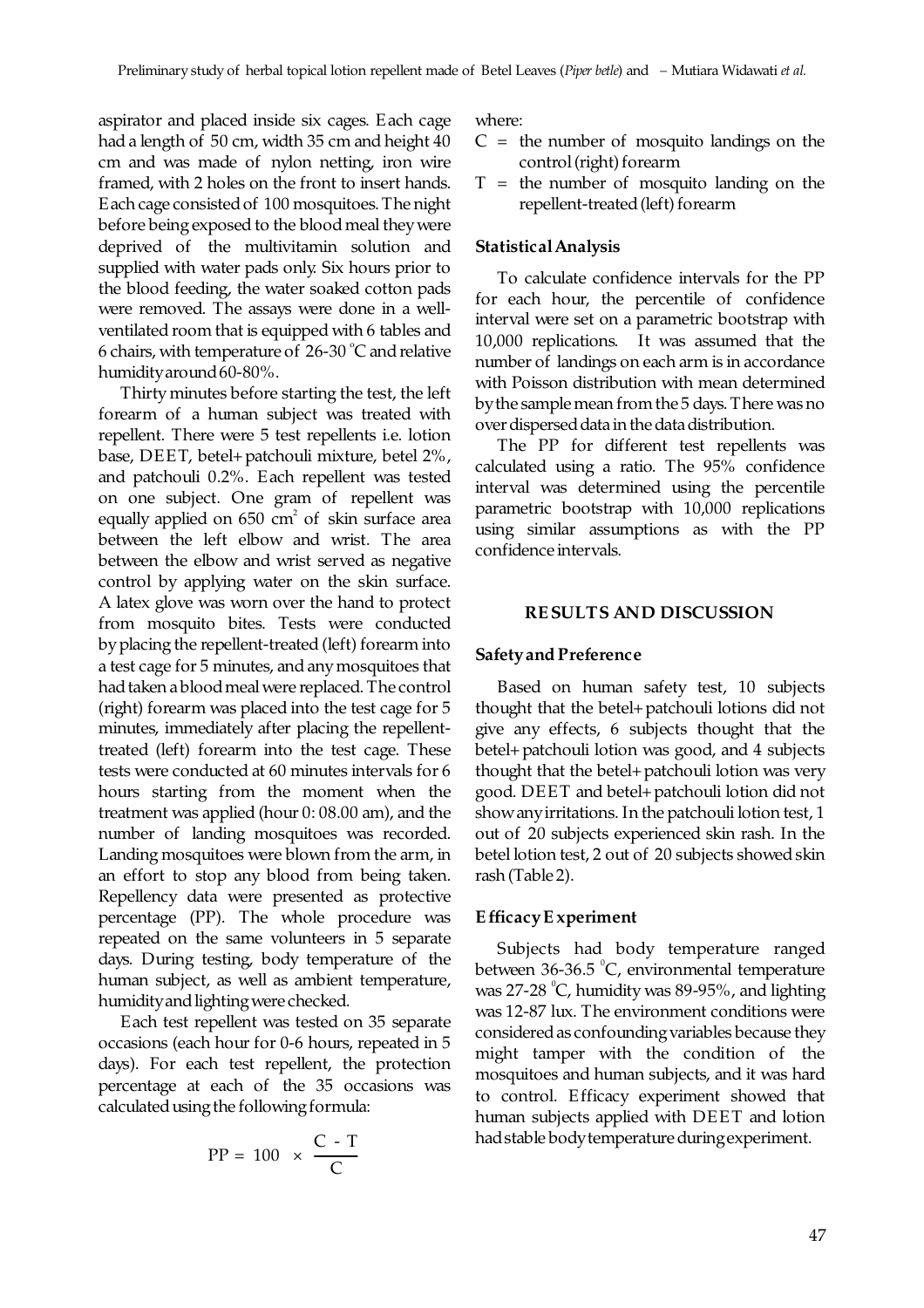aspirator and placed inside six cages. Each cage had a length of 50 cm, width 35 cm and height 40 cm and was made of nylon netting, iron wire framed, with 2 holes on the front to insert hands. Each cage consisted of 100 mosquitoes. The night before being exposed to the blood meal they were deprived of the multivitamin solution and supplied with water pads only. Six hours prior to the blood feeding, the water soaked cotton pads were removed. The assays were done in a well-ventilated room that is equipped with 6 tables and 6 chairs, with temperature of 26-30 $^{\circ}$C and relative humidity around 60-80%.

Thirty minutes before starting the test, the left forearm of a human subject was treated with repellent. There were 5 test repellents i.e. lotion base, DEET, betel+patchouli mixture, betel 2%, and patchouli 0.2%. Each repellent was tested on one subject. One gram of repellent was equally applied on 650 $cm^2$ of skin surface area between the left elbow and wrist. The area between the elbow and wrist served as negative control by applying water on the skin surface. A latex glove was worn over the hand to protect from mosquito bites. Tests were conducted by placing the repellent-treated (left) forearm into a test cage for 5 minutes, and any mosquitoes that had taken a blood meal were replaced. The control (right) forearm was placed into the test cage for 5 minutes, immediately after placing the repellent-treated (left) forearm into the test cage. These tests were conducted at 60 minutes intervals for 6 hours starting from the moment when the treatment was applied (hour 0: 08.00 am), and the number of landing mosquitoes was recorded. Landing mosquitoes were blown from the arm, in an effort to stop any blood from being taken. Repellency data were presented as protective percentage (PP). The whole procedure was repeated on the same volunteers in 5 separate days. During testing, body temperature of the human subject, as well as ambient temperature, humidity and lighting were checked.

Each test repellent was tested on 35 separate occasions (each hour for 0-6 hours, repeated in 5 days). For each test repellent, the protection percentage at each of the 35 occasions was calculated using the following formula:

$$PP = 100 \times \frac{C - T}{C}$$

where:

- C = the number of mosquito landings on the control (right) forearm
- T = the number of mosquito landing on the repellent-treated (left) forearm

### Statistical Analysis

To calculate confidence intervals for the PP for each hour, the percentile of confidence interval were set on a parametric bootstrap with 10,000 replications. It was assumed that the number of landings on each arm is in accordance with Poisson distribution with mean determined by the sample mean from the 5 days. There was no over dispersed data in the data distribution.

The PP for different test repellents was calculated using a ratio. The 95% confidence interval was determined using the percentile parametric bootstrap with 10,000 replications using similar assumptions as with the PP confidence intervals.

## RESULTS AND DISCUSSION

### Safety and Preference

Based on human safety test, 10 subjects thought that the betel+patchouli lotions did not give any effects, 6 subjects thought that the betel+patchouli lotion was good, and 4 subjects thought that the betel+patchouli lotion was very good. DEET and betel+patchouli lotion did not show any irritations. In the patchouli lotion test, 1 out of 20 subjects experienced skin rash. In the betel lotion test, 2 out of 20 subjects showed skin rash (Table 2).

### Efficacy Experiment

Subjects had body temperature ranged between 36-36.5 $^{\circ}$C, environmental temperature was 27-28 $^{\circ}$C, humidity was 89-95%, and lighting was 12-87 lux. The environment conditions were considered as confounding variables because they might tamper with the condition of the mosquitoes and human subjects, and it was hard to control. Efficacy experiment showed that human subjects applied with DEET and lotion had stable body temperature during experiment.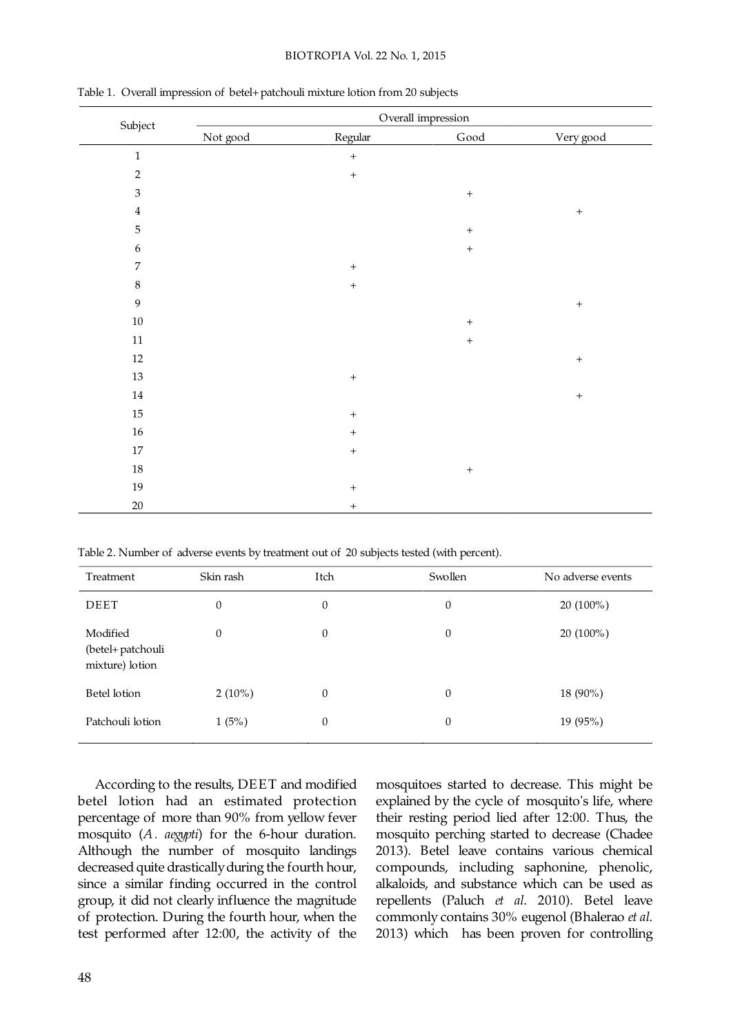Table 1. Overall impression of betel+patchouli mixture lotion from 20 subjects

| Subject | Overall impression | | | |
|---|---|---|---|---|
| | Not good | Regular | Good | Very good |
| 1 | | + | | |
| 2 | | + | | |
| 3 | | | + | |
| 4 | | | | + |
| 5 | | | + | |
| 6 | | | + | |
| 7 | | + | | |
| 8 | | + | | |
| 9 | | | | + |
| 10 | | | + | |
| 11 | | | + | |
| 12 | | | | + |
| 13 | | + | | |
| 14 | | | | + |
| 15 | | + | | |
| 16 | | + | | |
| 17 | | + | | |
| 18 | | | + | |
| 19 | | + | | |
| 20 | | + | | |

Table 2. Number of adverse events by treatment out of 20 subjects tested (with percent).

| Treatment | Skin rash | Itch | Swollen | No adverse events |
|---|---|---|---|---|
| DEET | 0 | 0 | 0 | 20 (100%) |
| Modified (betel+patchouli mixture) lotion | 0 | 0 | 0 | 20 (100%) |
| Betel lotion | 2 (10%) | 0 | 0 | 18 (90%) |
| Patchouli lotion | 1 (5%) | 0 | 0 | 19 (95%) |

According to the results, DEET and modified betel lotion had an estimated protection percentage of more than 90% from yellow fever mosquito (*A. aegypti*) for the 6-hour duration. Although the number of mosquito landings decreased quite drastically during the fourth hour, since a similar finding occurred in the control group, it did not clearly influence the magnitude of protection. During the fourth hour, when the test performed after 12:00, the activity of the mosquitoes started to decrease. This might be explained by the cycle of mosquito's life, where their resting period lied after 12:00. Thus, the mosquito perching started to decrease (Chadee 2013). Betel leave contains various chemical compounds, including saphonine, phenolic, alkaloids, and substance which can be used as repellents (Paluch *et al*. 2010). Betel leave commonly contains 30% eugenol (Bhalerao *et al*. 2013) which has been proven for controlling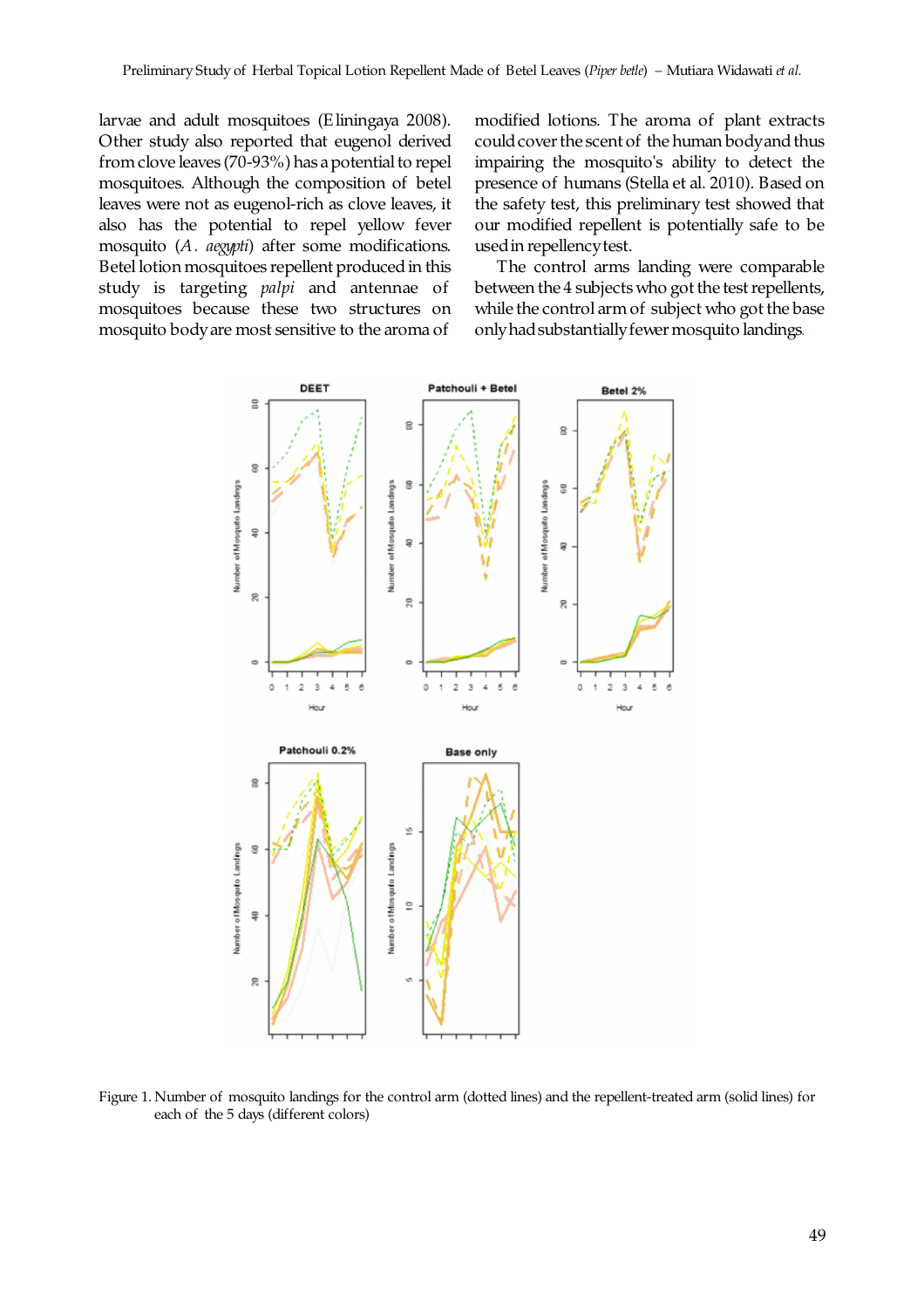larvae and adult mosquitoes (Eliningaya 2008). Other study also reported that eugenol derived from clove leaves (70-93%) has a potential to repel mosquitoes. Although the composition of betel leaves were not as eugenol-rich as clove leaves, it also has the potential to repel yellow fever mosquito (*A. aegypti*) after some modifications. Betel lotion mosquitoes repellent produced in this study is targeting *palpi* and antennae of mosquitoes because these two structures on mosquito body are most sensitive to the aroma of modified lotions. The aroma of plant extracts could cover the scent of the human body and thus impairing the mosquito's ability to detect the presence of humans (Stella et al. 2010). Based on the safety test, this preliminary test showed that our modified repellent is potentially safe to be used in repellency test.

The control arms landing were comparable between the 4 subjects who got the test repellents, while the control arm of subject who got the base only had substantially fewer mosquito landings.

Figure 1. Number of mosquito landings for the control arm (dotted lines) and the repellent-treated arm (solid lines) for each of the 5 days (different colors)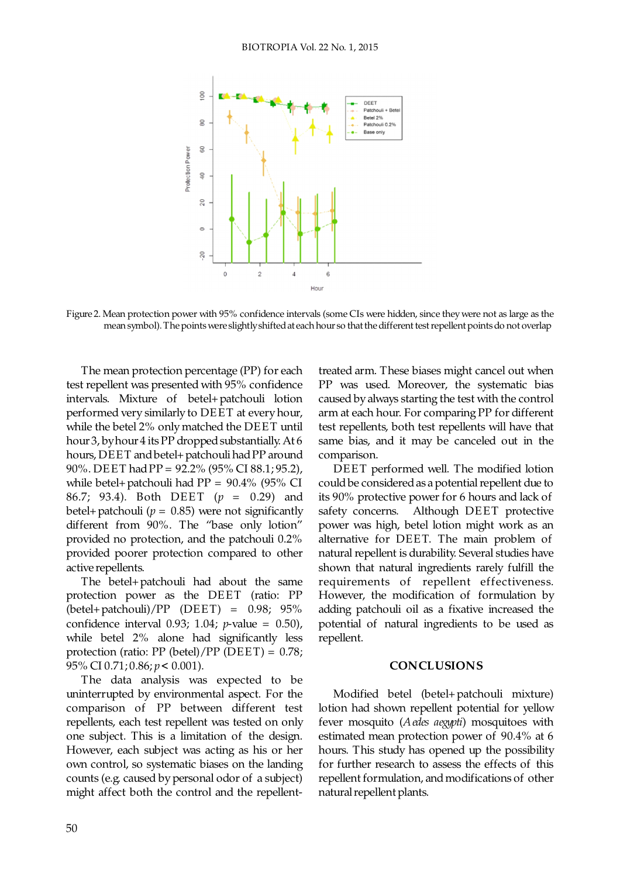Figure 2. Mean protection power with 95% confidence intervals (some CIs were hidden, since they were not as large as the mean symbol). The points were slightly shifted at each hour so that the different test repellent points do not overlap

The mean protection percentage (PP) for each test repellent was presented with 95% confidence intervals. Mixture of betel+patchouli lotion performed very similarly to DEET at every hour, while the betel 2% only matched the DEET until hour 3, by hour 4 its PP dropped substantially. At 6 hours, DEET and betel+patchouli had PP around 90%. DEET had PP = 92.2% (95% CI 88.1; 95.2), while betel+patchouli had PP = 90.4% (95% CI 86.7; 93.4). Both DEET ($p$ = 0.29) and betel+patchouli ($p$ = 0.85) were not significantly different from 90%. The "base only lotion" provided no protection, and the patchouli 0.2% provided poorer protection compared to other active repellents.

The betel+patchouli had about the same protection power as the DEET (ratio: PP (betel+patchouli)/PP (DEET) = 0.98; 95% confidence interval 0.93; 1.04; $p$-value = 0.50), while betel 2% alone had significantly less protection (ratio: PP (betel)/PP (DEET) = 0.78; 95% CI 0.71; 0.86; $p$ < 0.001).

The data analysis was expected to be uninterrupted by environmental aspect. For the comparison of PP between different test repellents, each test repellent was tested on only one subject. This is a limitation of the design. However, each subject was acting as his or her own control, so systematic biases on the landing counts (e.g. caused by personal odor of a subject) might affect both the control and the repellent-treated arm. These biases might cancel out when PP was used. Moreover, the systematic bias caused by always starting the test with the control arm at each hour. For comparing PP for different test repellents, both test repellents will have that same bias, and it may be canceled out in the comparison.

DEET performed well. The modified lotion could be considered as a potential repellent due to its 90% protective power for 6 hours and lack of safety concerns. Although DEET protective power was high, betel lotion might work as an alternative for DEET. The main problem of natural repellent is durability. Several studies have shown that natural ingredients rarely fulfill the requirements of repellent effectiveness. However, the modification of formulation by adding patchouli oil as a fixative increased the potential of natural ingredients to be used as repellent.

## CONCLUSIONS

Modified betel (betel+patchouli mixture) lotion had shown repellent potential for yellow fever mosquito (*Aedes aegypti*) mosquitoes with estimated mean protection power of 90.4% at 6 hours. This study has opened up the possibility for further research to assess the effects of this repellent formulation, and modifications of other natural repellent plants.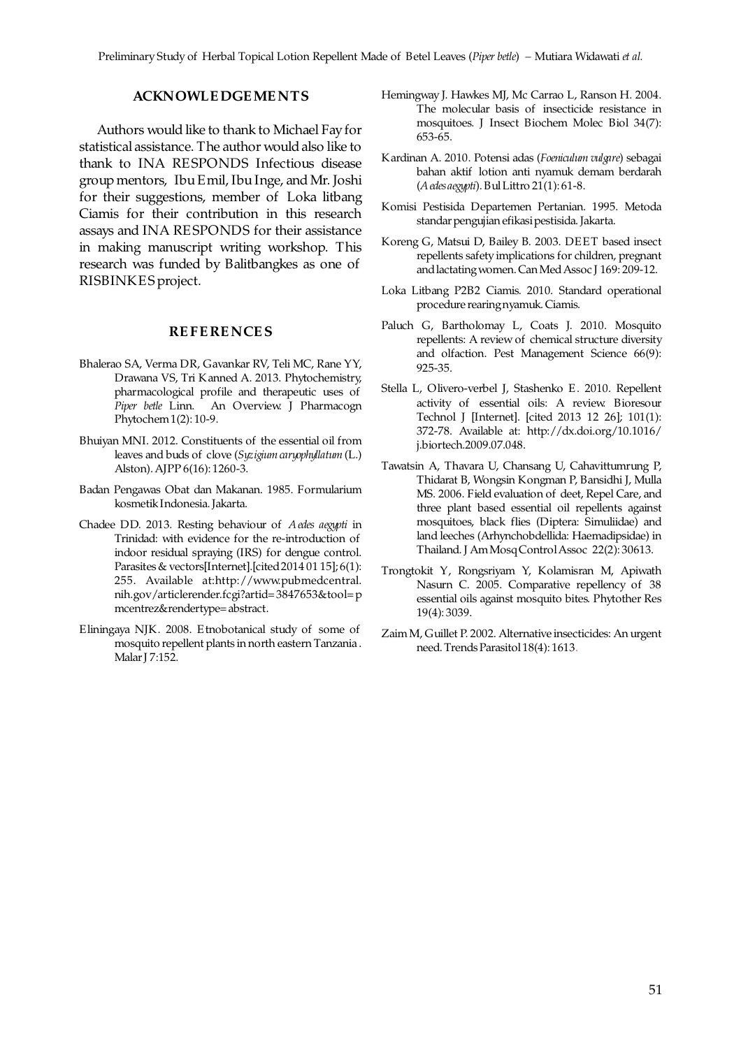## ACKNOWLEDGEMENTS

Authors would like to thank to Michael Fay for statistical assistance. The author would also like to thank to INA RESPONDS Infectious disease group mentors, Ibu Emil, Ibu Inge, and Mr. Joshi for their suggestions, member of Loka litbang Ciamis for their contribution in this research assays and INA RESPONDS for their assistance in making manuscript writing workshop. This research was funded by Balitbangkes as one of RISBINKES project.

## REFERENCES

Bhalerao SA, Verma DR, Gavankar RV, Teli MC, Rane YY, Drawana VS, Tri Kanned A. 2013. Phytochemistry, pharmacological profile and therapeutic uses of *Piper betle* Linn. An Overview. J Pharmacogn Phytochem 1(2): 10-9.

Bhuiyan MNI. 2012. Constituents of the essential oil from leaves and buds of clove (*Syzigium caryophyllatum* (L.) Alston). AJPP 6(16): 1260-3.

Badan Pengawas Obat dan Makanan. 1985. Formularium kosmetik Indonesia. Jakarta.

Chadee DD. 2013. Resting behaviour of *Aedes aegypti* in Trinidad: with evidence for the re-introduction of indoor residual spraying (IRS) for dengue control. Parasites & vectors[Internet].[cited 2014 01 15]; 6(1): 255. Available at:http://www.pubmedcentral.nih.gov/articlerender.fcgi?artid=3847653&tool=pmcentrez&rendertype=abstract.

Eliningaya NJK. 2008. Etnobotanical study of some of mosquito repellent plants in north eastern Tanzania. Malar J 7:152.

Hemingway J. Hawkes MJ, Mc Carrao L, Ranson H. 2004. The molecular basis of insecticide resistance in mosquitoes. J Insect Biochem Molec Biol 34(7): 653-65.

Kardinan A. 2010. Potensi adas (*Foeniculum vulgare*) sebagai bahan aktif lotion anti nyamuk demam berdarah (*Aedes aegypti*). Bul Littro 21(1): 61-8.

Komisi Pestisida Departemen Pertanian. 1995. Metoda standar pengujian efikasi pestisida. Jakarta.

Koreng G, Matsui D, Bailey B. 2003. DEET based insect repellents safety implications for children, pregnant and lactating women. Can Med Assoc J 169: 209-12.

Loka Litbang P2B2 Ciamis. 2010. Standard operational procedure rearing nyamuk. Ciamis.

Paluch G, Bartholomay L, Coats J. 2010. Mosquito repellents: A review of chemical structure diversity and olfaction. Pest Management Science 66(9): 925-35.

Stella L, Olivero-verbel J, Stashenko E. 2010. Repellent activity of essential oils: A review. Bioresour Technol J [Internet]. [cited 2013 12 26]; 101(1): 372-78. Available at: http://dx.doi.org/10.1016/j.biortech.2009.07.048.

Tawatsin A, Thavara U, Chansang U, Cahavittumrung P, Thidarat B, Wongsin Kongman P, Bansidhi J, Mulla MS. 2006. Field evaluation of deet, Repel Care, and three plant based essential oil repellents against mosquitoes, black flies (Diptera: Simuliidae) and land leeches (Arhynchobdellida: Haemadipsidae) in Thailand. J Am Mosq Control Assoc 22(2): 30613.

Trongtokit Y, Rongsriyam Y, Kolamisran M, Apiwath Nasurn C. 2005. Comparative repellency of 38 essential oils against mosquito bites. Phytother Res 19(4): 3039.

Zaim M, Guillet P. 2002. Alternative insecticides: An urgent need. Trends Parasitol 18(4): 1613.